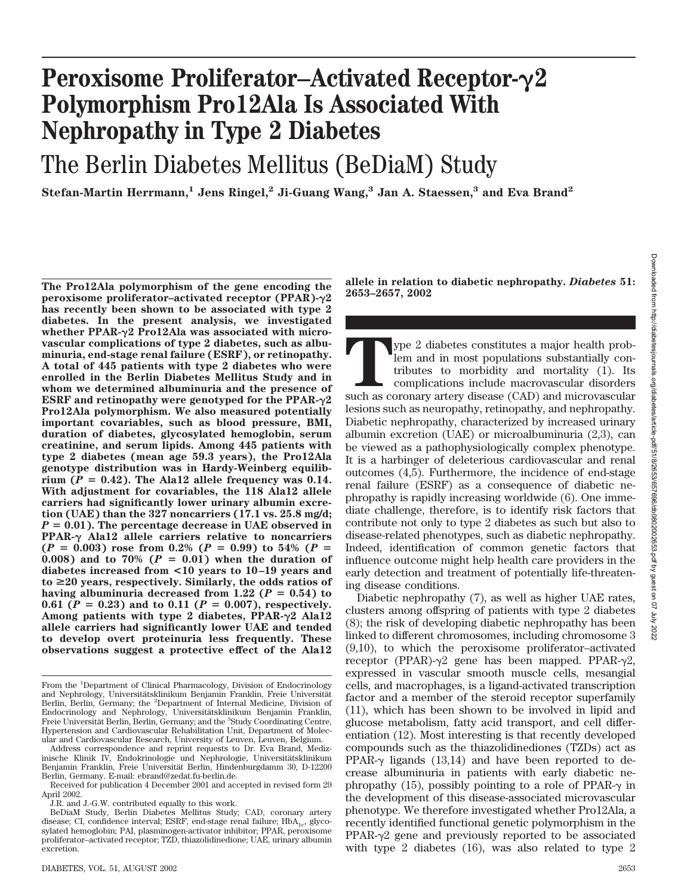# Peroxisome Proliferator–Activated Receptor-γ2 Polymorphism Pro12Ala Is Associated With Nephropathy in Type 2 Diabetes

## The Berlin Diabetes Mellitus (BeDiaM) Study

**Stefan-Martin Herrmann,[1] Jens Ringel,[2] Ji-Guang Wang,[3] Jan A. Staessen,[3] and Eva Brand[2]**

**The Pro12Ala polymorphism of the gene encoding the peroxisome proliferator–activated receptor (PPAR)-γ2 has recently been shown to be associated with type 2 diabetes. In the present analysis, we investigated whether PPAR-γ2 Pro12Ala was associated with microvascular complications of type 2 diabetes, such as albuminuria, end-stage renal failure (ESRF), or retinopathy. A total of 445 patients with type 2 diabetes who were enrolled in the Berlin Diabetes Mellitus Study and in whom we determined albuminuria and the presence of ESRF and retinopathy were genotyped for the PPAR-γ2 Pro12Ala polymorphism. We also measured potentially important covariables, such as blood pressure, BMI, duration of diabetes, glycosylated hemoglobin, serum creatinine, and serum lipids. Among 445 patients with type 2 diabetes (mean age 59.3 years), the Pro12Ala genotype distribution was in Hardy-Weinberg equilibrium ($P = 0.42$). The Ala12 allele frequency was 0.14. With adjustment for covariables, the 118 Ala12 allele carriers had significantly lower urinary albumin excretion (UAE) than the 327 noncarriers (17.1 vs. 25.8 mg/d; $P = 0.01$). The percentage decrease in UAE observed in PPAR-γ Ala12 allele carriers relative to noncarriers ($P = 0.003$) rose from 0.2% ($P = 0.99$) to 54% ($P = 0.008$) and to 70% ($P = 0.01$) when the duration of diabetes increased from <10 years to 10–19 years and to ≥20 years, respectively. Similarly, the odds ratios of having albuminuria decreased from 1.22 ($P = 0.54$) to 0.61 ($P = 0.23$) and to 0.11 ($P = 0.007$), respectively. Among patients with type 2 diabetes, PPAR-γ2 Ala12 allele carriers had significantly lower UAE and tended to develop overt proteinuria less frequently. These observations suggest a protective effect of the Ala12 allele in relation to diabetic nephropathy.** *Diabetes* **51: 2653–2657, 2002**

From the [1]Department of Clinical Pharmacology, Division of Endocrinology and Nephrology, Universitätsklinikum Benjamin Franklin, Freie Universität Berlin, Berlin, Germany; the [2]Department of Internal Medicine, Division of Endocrinology and Nephrology, Universitätsklinikum Benjamin Franklin, Freie Universität Berlin, Berlin, Germany; and the [3]Study Coordinating Centre, Hypertension and Cardiovascular Rehabilitation Unit, Department of Molecular and Cardiovascular Research, University of Leuven, Leuven, Belgium.

Address correspondence and reprint requests to Dr. Eva Brand, Medizinische Klinik IV, Endokrinologie und Nephrologie, Universitätsklinikum Benjamin Franklin, Freie Universität Berlin, Hindenburgdamm 30, D-12200 Berlin, Germany. E-mail: ebrand@zedat.fu-berlin.de.

Received for publication 4 December 2001 and accepted in revised form 29 April 2002.

J.R. and J.-G.W. contributed equally to this work.

BeDiaM Study, Berlin Diabetes Mellitus Study; CAD, coronary artery disease; CI, confidence interval; ESRF, end-stage renal failure; $HbA_{1c}$, glycosylated hemoglobin; PAI, plasminogen-activator inhibitor; PPAR, peroxisome proliferator–activated receptor; TZD, thiazolidinedione; UAE, urinary albumin excretion.

Type 2 diabetes constitutes a major health problem and in most populations substantially contributes to morbidity and mortality (1). Its complications include macrovascular disorders such as coronary artery disease (CAD) and microvascular lesions such as neuropathy, retinopathy, and nephropathy. Diabetic nephropathy, characterized by increased urinary albumin excretion (UAE) or microalbuminuria (2,3), can be viewed as a pathophysiologically complex phenotype. It is a harbinger of deleterious cardiovascular and renal outcomes (4,5). Furthermore, the incidence of end-stage renal failure (ESRF) as a consequence of diabetic nephropathy is rapidly increasing worldwide (6). One immediate challenge, therefore, is to identify risk factors that contribute not only to type 2 diabetes as such but also to disease-related phenotypes, such as diabetic nephropathy. Indeed, identification of common genetic factors that influence outcome might help health care providers in the early detection and treatment of potentially life-threatening disease conditions.

Diabetic nephropathy (7), as well as higher UAE rates, clusters among offspring of patients with type 2 diabetes (8); the risk of developing diabetic nephropathy has been linked to different chromosomes, including chromosome 3 (9,10), to which the peroxisome proliferator–activated receptor (PPAR)-γ2 gene has been mapped. PPAR-γ2, expressed in vascular smooth muscle cells, mesangial cells, and macrophages, is a ligand-activated transcription factor and a member of the steroid receptor superfamily (11), which has been shown to be involved in lipid and glucose metabolism, fatty acid transport, and cell differentiation (12). Most interesting is that recently developed compounds such as the thiazolidinediones (TZDs) act as PPAR-γ ligands (13,14) and have been reported to decrease albuminuria in patients with early diabetic nephropathy (15), possibly pointing to a role of PPAR-γ in the development of this disease-associated microvascular phenotype. We therefore investigated whether Pro12Ala, a recently identified functional genetic polymorphism in the PPAR-γ2 gene and previously reported to be associated with type 2 diabetes (16), was also related to type 2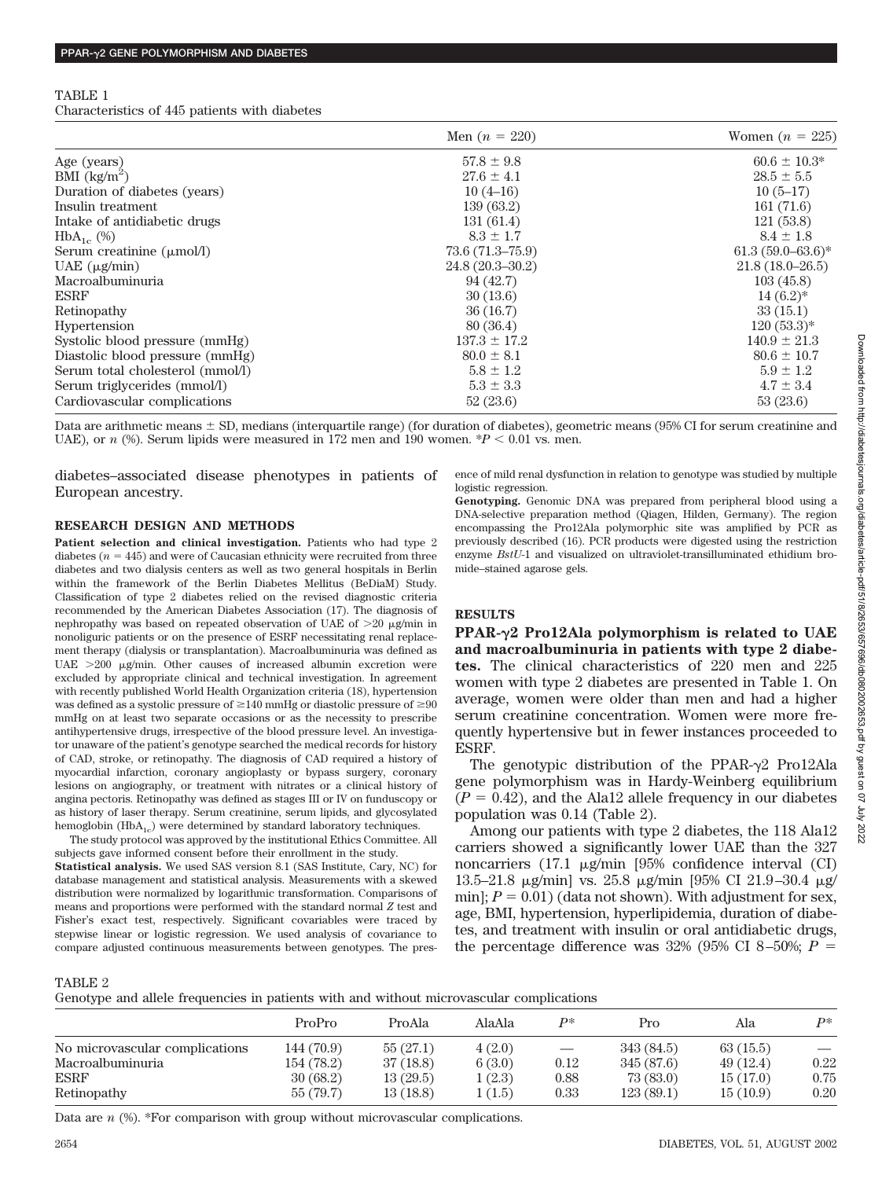TABLE 1
Characteristics of 445 patients with diabetes

| | Men ($n$ = 220) | Women ($n$ = 225) |
|---|---|---|
| Age (years) | 57.8 ± 9.8 | 60.6 ± 10.3* |
| BMI (kg/m$^2$) | 27.6 ± 4.1 | 28.5 ± 5.5 |
| Duration of diabetes (years) | 10 (4–16) | 10 (5–17) |
| Insulin treatment | 139 (63.2) | 161 (71.6) |
| Intake of antidiabetic drugs | 131 (61.4) | 121 (53.8) |
| $HbA_{1c}$ (%) | 8.3 ± 1.7 | 8.4 ± 1.8 |
| Serum creatinine (μmol/l) | 73.6 (71.3–75.9) | 61.3 (59.0–63.6)* |
| UAE (μg/min) | 24.8 (20.3–30.2) | 21.8 (18.0–26.5) |
| Macroalbuminuria | 94 (42.7) | 103 (45.8) |
| ESRF | 30 (13.6) | 14 (6.2)* |
| Retinopathy | 36 (16.7) | 33 (15.1) |
| Hypertension | 80 (36.4) | 120 (53.3)* |
| Systolic blood pressure (mmHg) | 137.3 ± 17.2 | 140.9 ± 21.3 |
| Diastolic blood pressure (mmHg) | 80.0 ± 8.1 | 80.6 ± 10.7 |
| Serum total cholesterol (mmol/l) | 5.8 ± 1.2 | 5.9 ± 1.2 |
| Serum triglycerides (mmol/l) | 5.3 ± 3.3 | 4.7 ± 3.4 |
| Cardiovascular complications | 52 (23.6) | 53 (23.6) |

Data are arithmetic means ± SD, medians (interquartile range) (for duration of diabetes), geometric means (95% CI for serum creatinine and UAE), or $n$ (%). Serum lipids were measured in 172 men and 190 women. *$P < 0.01$ vs. men.

diabetes–associated disease phenotypes in patients of European ancestry.

## RESEARCH DESIGN AND METHODS

**Patient selection and clinical investigation.** Patients who had type 2 diabetes ($n$ = 445) and were of Caucasian ethnicity were recruited from three diabetes and two dialysis centers as well as two general hospitals in Berlin within the framework of the Berlin Diabetes Mellitus (BeDiaM) Study. Classification of type 2 diabetes relied on the revised diagnostic criteria recommended by the American Diabetes Association (17). The diagnosis of nephropathy was based on repeated observation of UAE of >20 μg/min in nonoliguric patients or on the presence of ESRF necessitating renal replacement therapy (dialysis or transplantation). Macroalbuminuria was defined as UAE >200 μg/min. Other causes of increased albumin excretion were excluded by appropriate clinical and technical investigation. In agreement with recently published World Health Organization criteria (18), hypertension was defined as a systolic pressure of ≥140 mmHg or diastolic pressure of ≥90 mmHg on at least two separate occasions or as the necessity to prescribe antihypertensive drugs, irrespective of the blood pressure level. An investigator unaware of the patient's genotype searched the medical records for history of CAD, stroke, or retinopathy. The diagnosis of CAD required a history of myocardial infarction, coronary angioplasty or bypass surgery, coronary lesions on angiography, or treatment with nitrates or a clinical history of angina pectoris. Retinopathy was defined as stages III or IV on funduscopy or as history of laser therapy. Serum creatinine, serum lipids, and glycosylated hemoglobin ($HbA_{1c}$) were determined by standard laboratory techniques.

The study protocol was approved by the institutional Ethics Committee. All subjects gave informed consent before their enrollment in the study.

**Statistical analysis.** We used SAS version 8.1 (SAS Institute, Cary, NC) for database management and statistical analysis. Measurements with a skewed distribution were normalized by logarithmic transformation. Comparisons of means and proportions were performed with the standard normal $Z$ test and Fisher's exact test, respectively. Significant covariables were traced by stepwise linear or logistic regression. We used analysis of covariance to compare adjusted continuous measurements between genotypes. The presence of mild renal dysfunction in relation to genotype was studied by multiple logistic regression.

**Genotyping.** Genomic DNA was prepared from peripheral blood using a DNA-selective preparation method (Qiagen, Hilden, Germany). The region encompassing the Pro12Ala polymorphic site was amplified by PCR as previously described (16). PCR products were digested using the restriction enzyme *BstU*-1 and visualized on ultraviolet-transilluminated ethidium bromide–stained agarose gels.

## RESULTS

**PPAR-γ2 Pro12Ala polymorphism is related to UAE and macroalbuminuria in patients with type 2 diabetes.** The clinical characteristics of 220 men and 225 women with type 2 diabetes are presented in Table 1. On average, women were older than men and had a higher serum creatinine concentration. Women were more frequently hypertensive but in fewer instances proceeded to ESRF.

The genotypic distribution of the PPAR-γ2 Pro12Ala gene polymorphism was in Hardy-Weinberg equilibrium ($P = 0.42$), and the Ala12 allele frequency in our diabetes population was 0.14 (Table 2).

Among our patients with type 2 diabetes, the 118 Ala12 carriers showed a significantly lower UAE than the 327 noncarriers (17.1 μg/min [95% confidence interval (CI) 13.5–21.8 μg/min] vs. 25.8 μg/min [95% CI 21.9–30.4 μg/min]; $P = 0.01$) (data not shown). With adjustment for sex, age, BMI, hypertension, hyperlipidemia, duration of diabetes, and treatment with insulin or oral antidiabetic drugs, the percentage difference was 32% (95% CI 8–50%; $P$ =

TABLE 2
Genotype and allele frequencies in patients with and without microvascular complications

| | ProPro | ProAla | AlaAla | $P$* | Pro | Ala | $P$* |
|---|---|---|---|---|---|---|---|
| No microvascular complications | 144 (70.9) | 55 (27.1) | 4 (2.0) | — | 343 (84.5) | 63 (15.5) | — |
| Macroalbuminuria | 154 (78.2) | 37 (18.8) | 6 (3.0) | 0.12 | 345 (87.6) | 49 (12.4) | 0.22 |
| ESRF | 30 (68.2) | 13 (29.5) | 1 (2.3) | 0.88 | 73 (83.0) | 15 (17.0) | 0.75 |
| Retinopathy | 55 (79.7) | 13 (18.8) | 1 (1.5) | 0.33 | 123 (89.1) | 15 (10.9) | 0.20 |

Data are $n$ (%). *For comparison with group without microvascular complications.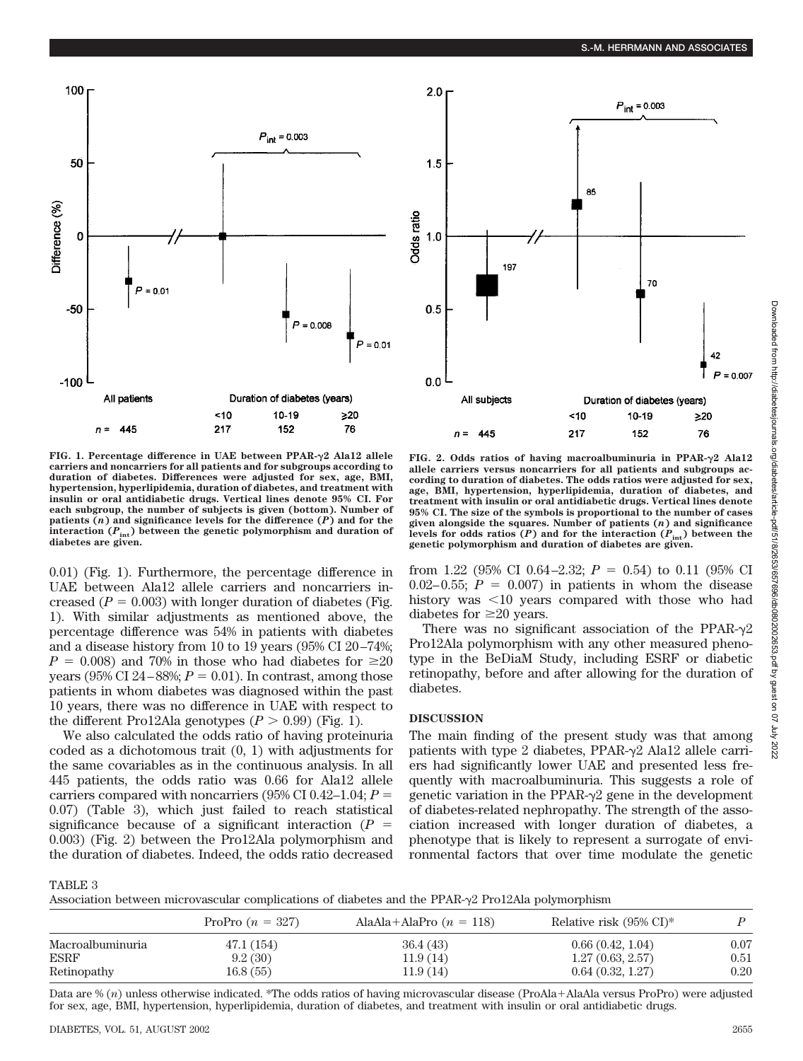FIG. 1. Percentage difference in UAE between PPAR-γ2 Ala12 allele carriers and noncarriers for all patients and for subgroups according to duration of diabetes. Differences were adjusted for sex, age, BMI, hypertension, hyperlipidemia, duration of diabetes, and treatment with insulin or oral antidiabetic drugs. Vertical lines denote 95% CI. For each subgroup, the number of subjects is given (bottom). Number of patients ($n$) and significance levels for the difference ($P$) and for the interaction ($P_{int}$) between the genetic polymorphism and duration of diabetes are given.

FIG. 2. Odds ratios of having macroalbuminuria in PPAR-γ2 Ala12 allele carriers versus noncarriers for all patients and subgroups according to duration of diabetes. The odds ratios were adjusted for sex, age, BMI, hypertension, hyperlipidemia, duration of diabetes, and treatment with insulin or oral antidiabetic drugs. Vertical lines denote 95% CI. The size of the symbols is proportional to the number of cases given alongside the squares. Number of patients ($n$) and significance levels for odds ratios ($P$) and for the interaction ($P_{int}$) between the genetic polymorphism and duration of diabetes are given.

0.01) (Fig. 1). Furthermore, the percentage difference in UAE between Ala12 allele carriers and noncarriers increased ($P = 0.003$) with longer duration of diabetes (Fig. 1). With similar adjustments as mentioned above, the percentage difference was 54% in patients with diabetes and a disease history from 10 to 19 years (95% CI 20–74%; $P = 0.008$) and 70% in those who had diabetes for ≥20 years (95% CI 24–88%; $P = 0.01$). In contrast, among those patients in whom diabetes was diagnosed within the past 10 years, there was no difference in UAE with respect to the different Pro12Ala genotypes ($P > 0.99$) (Fig. 1).

We also calculated the odds ratio of having proteinuria coded as a dichotomous trait (0, 1) with adjustments for the same covariables as in the continuous analysis. In all 445 patients, the odds ratio was 0.66 for Ala12 allele carriers compared with noncarriers (95% CI 0.42–1.04; $P = 0.07$) (Table 3), which just failed to reach statistical significance because of a significant interaction ($P = 0.003$) (Fig. 2) between the Pro12Ala polymorphism and the duration of diabetes. Indeed, the odds ratio decreased from 1.22 (95% CI 0.64–2.32; $P = 0.54$) to 0.11 (95% CI 0.02–0.55; $P = 0.007$) in patients in whom the disease history was <10 years compared with those who had diabetes for ≥20 years.

There was no significant association of the PPAR-γ2 Pro12Ala polymorphism with any other measured phenotype in the BeDiaM Study, including ESRF or diabetic retinopathy, before and after allowing for the duration of diabetes.

## DISCUSSION

The main finding of the present study was that among patients with type 2 diabetes, PPAR-γ2 Ala12 allele carriers had significantly lower UAE and presented less frequently with macroalbuminuria. This suggests a role of genetic variation in the PPAR-γ2 gene in the development of diabetes-related nephropathy. The strength of the association increased with longer duration of diabetes, a phenotype that is likely to represent a surrogate of environmental factors that over time modulate the genetic

TABLE 3
Association between microvascular complications of diabetes and the PPAR-γ2 Pro12Ala polymorphism

| | ProPro ($n$ = 327) | AlaAla+AlaPro ($n$ = 118) | Relative risk (95% CI)* | $P$ |
|---|---|---|---|---|
| Macroalbuminuria | 47.1 (154) | 36.4 (43) | 0.66 (0.42, 1.04) | 0.07 |
| ESRF | 9.2 (30) | 11.9 (14) | 1.27 (0.63, 2.57) | 0.51 |
| Retinopathy | 16.8 (55) | 11.9 (14) | 0.64 (0.32, 1.27) | 0.20 |

Data are % ($n$) unless otherwise indicated. *The odds ratios of having microvascular disease (ProAla+AlaAla versus ProPro) were adjusted for sex, age, BMI, hypertension, hyperlipidemia, duration of diabetes, and treatment with insulin or oral antidiabetic drugs.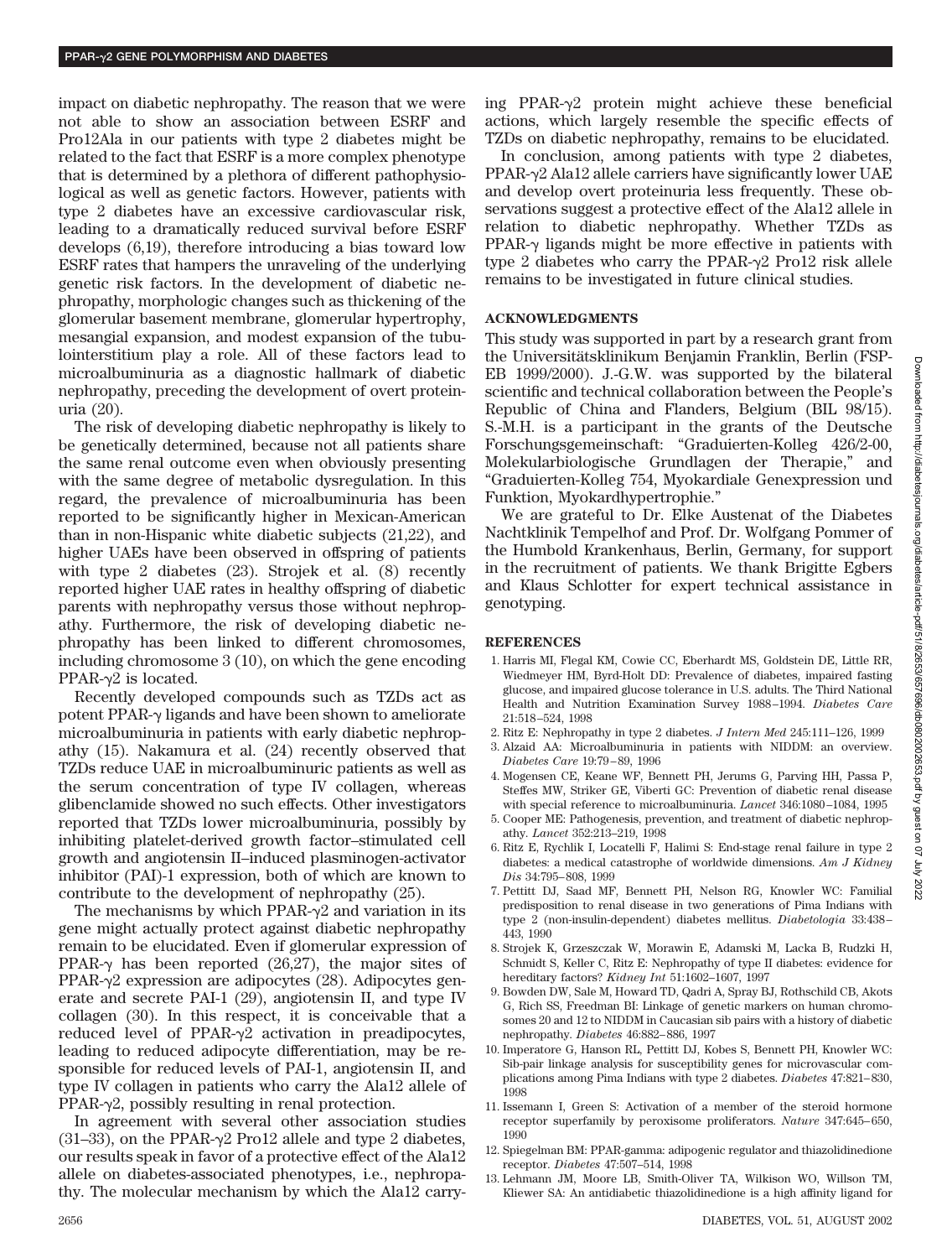impact on diabetic nephropathy. The reason that we were not able to show an association between ESRF and Pro12Ala in our patients with type 2 diabetes might be related to the fact that ESRF is a more complex phenotype that is determined by a plethora of different pathophysiological as well as genetic factors. However, patients with type 2 diabetes have an excessive cardiovascular risk, leading to a dramatically reduced survival before ESRF develops (6,19), therefore introducing a bias toward low ESRF rates that hampers the unraveling of the underlying genetic risk factors. In the development of diabetic nephropathy, morphologic changes such as thickening of the glomerular basement membrane, glomerular hypertrophy, mesangial expansion, and modest expansion of the tubulointerstitium play a role. All of these factors lead to microalbuminuria as a diagnostic hallmark of diabetic nephropathy, preceding the development of overt proteinuria (20).

The risk of developing diabetic nephropathy is likely to be genetically determined, because not all patients share the same renal outcome even when obviously presenting with the same degree of metabolic dysregulation. In this regard, the prevalence of microalbuminuria has been reported to be significantly higher in Mexican-American than in non-Hispanic white diabetic subjects (21,22), and higher UAEs have been observed in offspring of patients with type 2 diabetes (23). Strojek et al. (8) recently reported higher UAE rates in healthy offspring of diabetic parents with nephropathy versus those without nephropathy. Furthermore, the risk of developing diabetic nephropathy has been linked to different chromosomes, including chromosome 3 (10), on which the gene encoding PPAR-γ2 is located.

Recently developed compounds such as TZDs act as potent PPAR-γ ligands and have been shown to ameliorate microalbuminuria in patients with early diabetic nephropathy (15). Nakamura et al. (24) recently observed that TZDs reduce UAE in microalbuminuric patients as well as the serum concentration of type IV collagen, whereas glibenclamide showed no such effects. Other investigators reported that TZDs lower microalbuminuria, possibly by inhibiting platelet-derived growth factor–stimulated cell growth and angiotensin II–induced plasminogen-activator inhibitor (PAI)-1 expression, both of which are known to contribute to the development of nephropathy (25).

The mechanisms by which PPAR-γ2 and variation in its gene might actually protect against diabetic nephropathy remain to be elucidated. Even if glomerular expression of PPAR-γ has been reported (26,27), the major sites of PPAR-γ2 expression are adipocytes (28). Adipocytes generate and secrete PAI-1 (29), angiotensin II, and type IV collagen (30). In this respect, it is conceivable that a reduced level of PPAR-γ2 activation in preadipocytes, leading to reduced adipocyte differentiation, may be responsible for reduced levels of PAI-1, angiotensin II, and type IV collagen in patients who carry the Ala12 allele of PPAR-γ2, possibly resulting in renal protection.

In agreement with several other association studies (31–33), on the PPAR-γ2 Pro12 allele and type 2 diabetes, our results speak in favor of a protective effect of the Ala12 allele on diabetes-associated phenotypes, i.e., nephropathy. The molecular mechanism by which the Ala12 carrying PPAR-γ2 protein might achieve these beneficial actions, which largely resemble the specific effects of TZDs on diabetic nephropathy, remains to be elucidated.

In conclusion, among patients with type 2 diabetes, PPAR-γ2 Ala12 allele carriers have significantly lower UAE and develop overt proteinuria less frequently. These observations suggest a protective effect of the Ala12 allele in relation to diabetic nephropathy. Whether TZDs as PPAR-γ ligands might be more effective in patients with type 2 diabetes who carry the PPAR-γ2 Pro12 risk allele remains to be investigated in future clinical studies.

## ACKNOWLEDGMENTS

This study was supported in part by a research grant from the Universitätsklinikum Benjamin Franklin, Berlin (FSP-EB 1999/2000). J.-G.W. was supported by the bilateral scientific and technical collaboration between the People's Republic of China and Flanders, Belgium (BIL 98/15). S.-M.H. is a participant in the grants of the Deutsche Forschungsgemeinschaft: "Graduierten-Kolleg 426/2-00, Molekularbiologische Grundlagen der Therapie," and "Graduierten-Kolleg 754, Myokardiale Genexpression und Funktion, Myokardhypertrophie."

We are grateful to Dr. Elke Austenat of the Diabetes Nachtklinik Tempelhof and Prof. Dr. Wolfgang Pommer of the Humbold Krankenhaus, Berlin, Germany, for support in the recruitment of patients. We thank Brigitte Egbers and Klaus Schlotter for expert technical assistance in genotyping.

## REFERENCES

1. Harris MI, Flegal KM, Cowie CC, Eberhardt MS, Goldstein DE, Little RR, Wiedmeyer HM, Byrd-Holt DD: Prevalence of diabetes, impaired fasting glucose, and impaired glucose tolerance in U.S. adults. The Third National Health and Nutrition Examination Survey 1988–1994. *Diabetes Care* 21:518–524, 1998
2. Ritz E: Nephropathy in type 2 diabetes. *J Intern Med* 245:111–126, 1999
3. Alzaid AA: Microalbuminuria in patients with NIDDM: an overview. *Diabetes Care* 19:79–89, 1996
4. Mogensen CE, Keane WF, Bennett PH, Jerums G, Parving HH, Passa P, Steffes MW, Striker GE, Viberti GC: Prevention of diabetic renal disease with special reference to microalbuminuria. *Lancet* 346:1080–1084, 1995
5. Cooper ME: Pathogenesis, prevention, and treatment of diabetic nephropathy. *Lancet* 352:213–219, 1998
6. Ritz E, Rychlik I, Locatelli F, Halimi S: End-stage renal failure in type 2 diabetes: a medical catastrophe of worldwide dimensions. *Am J Kidney Dis* 34:795–808, 1999
7. Pettitt DJ, Saad MF, Bennett PH, Nelson RG, Knowler WC: Familial predisposition to renal disease in two generations of Pima Indians with type 2 (non-insulin-dependent) diabetes mellitus. *Diabetologia* 33:438–443, 1990
8. Strojek K, Grzeszczak W, Morawin E, Adamski M, Lacka B, Rudzki H, Schmidt S, Keller C, Ritz E: Nephropathy of type II diabetes: evidence for hereditary factors? *Kidney Int* 51:1602–1607, 1997
9. Bowden DW, Sale M, Howard TD, Qadri A, Spray BJ, Rothschild CB, Akots G, Rich SS, Freedman BI: Linkage of genetic markers on human chromosomes 20 and 12 to NIDDM in Caucasian sib pairs with a history of diabetic nephropathy. *Diabetes* 46:882–886, 1997
10. Imperatore G, Hanson RL, Pettitt DJ, Kobes S, Bennett PH, Knowler WC: Sib-pair linkage analysis for susceptibility genes for microvascular complications among Pima Indians with type 2 diabetes. *Diabetes* 47:821–830, 1998
11. Issemann I, Green S: Activation of a member of the steroid hormone receptor superfamily by peroxisome proliferators. *Nature* 347:645–650, 1990
12. Spiegelman BM: PPAR-gamma: adipogenic regulator and thiazolidinedione receptor. *Diabetes* 47:507–514, 1998
13. Lehmann JM, Moore LB, Smith-Oliver TA, Wilkison WO, Willson TM, Kliewer SA: An antidiabetic thiazolidinedione is a high affinity ligand for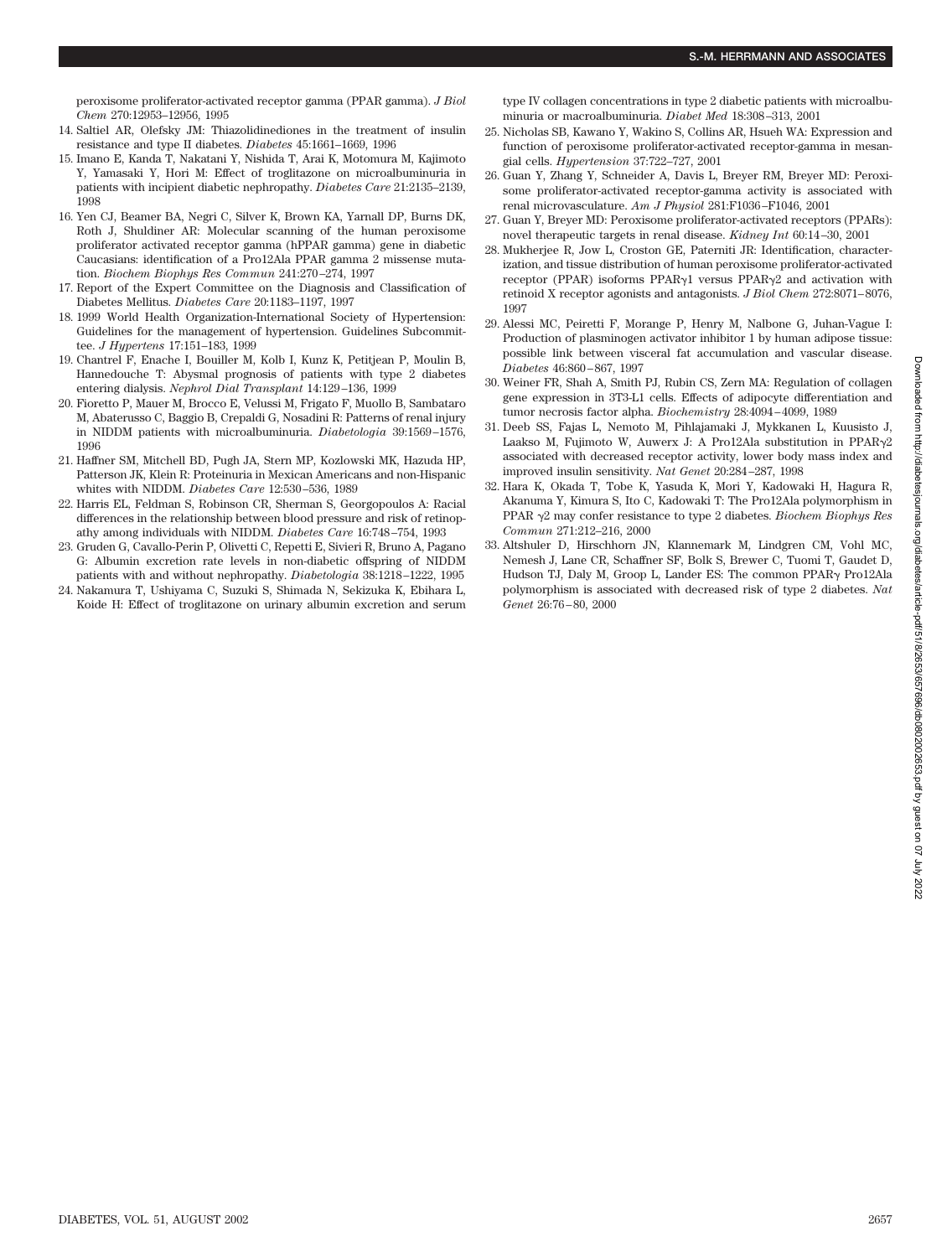peroxisome proliferator-activated receptor gamma (PPAR gamma). *J Biol Chem* 270:12953–12956, 1995

14. Saltiel AR, Olefsky JM: Thiazolidinediones in the treatment of insulin resistance and type II diabetes. *Diabetes* 45:1661–1669, 1996
15. Imano E, Kanda T, Nakatani Y, Nishida T, Arai K, Motomura M, Kajimoto Y, Yamasaki Y, Hori M: Effect of troglitazone on microalbuminuria in patients with incipient diabetic nephropathy. *Diabetes Care* 21:2135–2139, 1998
16. Yen CJ, Beamer BA, Negri C, Silver K, Brown KA, Yarnall DP, Burns DK, Roth J, Shuldiner AR: Molecular scanning of the human peroxisome proliferator activated receptor gamma (hPPAR gamma) gene in diabetic Caucasians: identification of a Pro12Ala PPAR gamma 2 missense mutation. *Biochem Biophys Res Commun* 241:270–274, 1997
17. Report of the Expert Committee on the Diagnosis and Classification of Diabetes Mellitus. *Diabetes Care* 20:1183–1197, 1997
18. 1999 World Health Organization-International Society of Hypertension: Guidelines for the management of hypertension. Guidelines Subcommittee. *J Hypertens* 17:151–183, 1999
19. Chantrel F, Enache I, Bouiller M, Kolb I, Kunz K, Petitjean P, Moulin B, Hannedouche T: Abysmal prognosis of patients with type 2 diabetes entering dialysis. *Nephrol Dial Transplant* 14:129–136, 1999
20. Fioretto P, Mauer M, Brocco E, Velussi M, Frigato F, Muollo B, Sambataro M, Abaterusso C, Baggio B, Crepaldi G, Nosadini R: Patterns of renal injury in NIDDM patients with microalbuminuria. *Diabetologia* 39:1569–1576, 1996
21. Haffner SM, Mitchell BD, Pugh JA, Stern MP, Kozlowski MK, Hazuda HP, Patterson JK, Klein R: Proteinuria in Mexican Americans and non-Hispanic whites with NIDDM. *Diabetes Care* 12:530–536, 1989
22. Harris EL, Feldman S, Robinson CR, Sherman S, Georgopoulos A: Racial differences in the relationship between blood pressure and risk of retinopathy among individuals with NIDDM. *Diabetes Care* 16:748–754, 1993
23. Gruden G, Cavallo-Perin P, Olivetti C, Repetti E, Sivieri R, Bruno A, Pagano G: Albumin excretion rate levels in non-diabetic offspring of NIDDM patients with and without nephropathy. *Diabetologia* 38:1218–1222, 1995
24. Nakamura T, Ushiyama C, Suzuki S, Shimada N, Sekizuka K, Ebihara L, Koide H: Effect of troglitazone on urinary albumin excretion and serum type IV collagen concentrations in type 2 diabetic patients with microalbuminuria or macroalbuminuria. *Diabet Med* 18:308–313, 2001
25. Nicholas SB, Kawano Y, Wakino S, Collins AR, Hsueh WA: Expression and function of peroxisome proliferator-activated receptor-gamma in mesangial cells. *Hypertension* 37:722–727, 2001
26. Guan Y, Zhang Y, Schneider A, Davis L, Breyer RM, Breyer MD: Peroxisome proliferator-activated receptor-gamma activity is associated with renal microvasculature. *Am J Physiol* 281:F1036–F1046, 2001
27. Guan Y, Breyer MD: Peroxisome proliferator-activated receptors (PPARs): novel therapeutic targets in renal disease. *Kidney Int* 60:14–30, 2001
28. Mukherjee R, Jow L, Croston GE, Paterniti JR: Identification, characterization, and tissue distribution of human peroxisome proliferator-activated receptor (PPAR) isoforms PPAR$\gamma$1 versus PPAR$\gamma$2 and activation with retinoid X receptor agonists and antagonists. *J Biol Chem* 272:8071–8076, 1997
29. Alessi MC, Peiretti F, Morange P, Henry M, Nalbone G, Juhan-Vague I: Production of plasminogen activator inhibitor 1 by human adipose tissue: possible link between visceral fat accumulation and vascular disease. *Diabetes* 46:860–867, 1997
30. Weiner FR, Shah A, Smith PJ, Rubin CS, Zern MA: Regulation of collagen gene expression in 3T3-L1 cells. Effects of adipocyte differentiation and tumor necrosis factor alpha. *Biochemistry* 28:4094–4099, 1989
31. Deeb SS, Fajas L, Nemoto M, Pihlajamaki J, Mykkanen L, Kuusisto J, Laakso M, Fujimoto W, Auwerx J: A Pro12Ala substitution in PPAR$\gamma$2 associated with decreased receptor activity, lower body mass index and improved insulin sensitivity. *Nat Genet* 20:284–287, 1998
32. Hara K, Okada T, Tobe K, Yasuda K, Mori Y, Kadowaki H, Hagura R, Akanuma Y, Kimura S, Ito C, Kadowaki T: The Pro12Ala polymorphism in PPAR $\gamma$2 may confer resistance to type 2 diabetes. *Biochem Biophys Res Commun* 271:212–216, 2000
33. Altshuler D, Hirschhorn JN, Klannemark M, Lindgren CM, Vohl MC, Nemesh J, Lane CR, Schaffner SF, Bolk S, Brewer C, Tuomi T, Gaudet D, Hudson TJ, Daly M, Groop L, Lander ES: The common PPAR$\gamma$ Pro12Ala polymorphism is associated with decreased risk of type 2 diabetes. *Nat Genet* 26:76–80, 2000